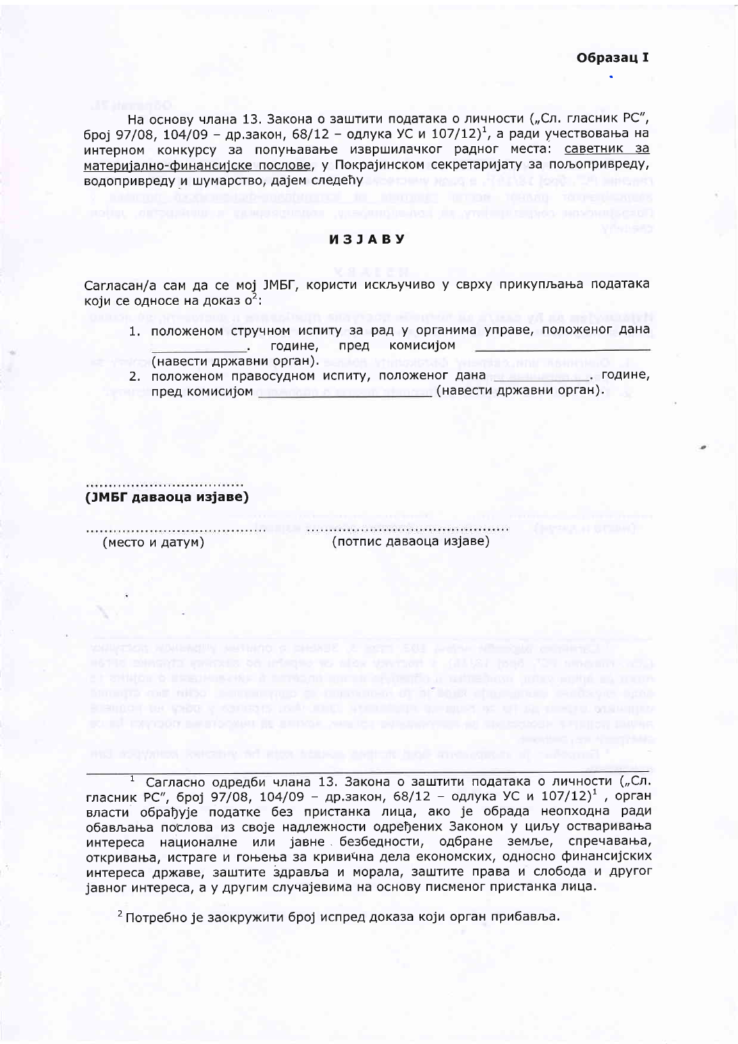**Образац I**

На основу члана 13. Закона о заштити података о личности („Сл. гласник РС", број 97/08, 104/09 – др.закон, 68/12 – одлука УС и 107/12)[1], а ради учествовања на интерном конкурсу за попуњавање извршилачког радног места: саветник за материјално-финансијске послове, у Покрајинском секретаријату за пољопривреду, водопривреду и шумарство, дајем следећу

## ИЗЈАВУ

Сагласан/а сам да се мој ЈМБГ, користи искључиво у сврху прикупљања података који се односе на доказ о[2]:

1. положеном стручном испиту за рад у органима управе, положеног дана ____________. године, пред комисијом ______________ (навести државни орган).
2. положеном правосудном испиту, положеног дана __________. године, пред комисијом ________________ (навести државни орган).

..................................
**(ЈМБГ даваоца изјаве)**

.......................................    .............................................
(место и датум)    (потпис даваоца изјаве)

---

[1] Сагласно одредби члана 13. Закона о заштити података о личности („Сл. гласник РС", број 97/08, 104/09 – др.закон, 68/12 – одлука УС и 107/12)[1], орган власти обрађује податке без пристанка лица, ако је обрада неопходна ради обављања послова из своје надлежности одређених Законом у циљу остваривања интереса националне или јавне безбедности, одбране земље, спречавања, откривања, истраге и гоњења за кривична дела економских, односно финансијских интереса државе, заштите здравља и морала, заштите права и слобода и другог јавног интереса, а у другим случајевима на основу писменог пристанка лица.

[2] Потребно је заокружити број испред доказа који орган прибавља.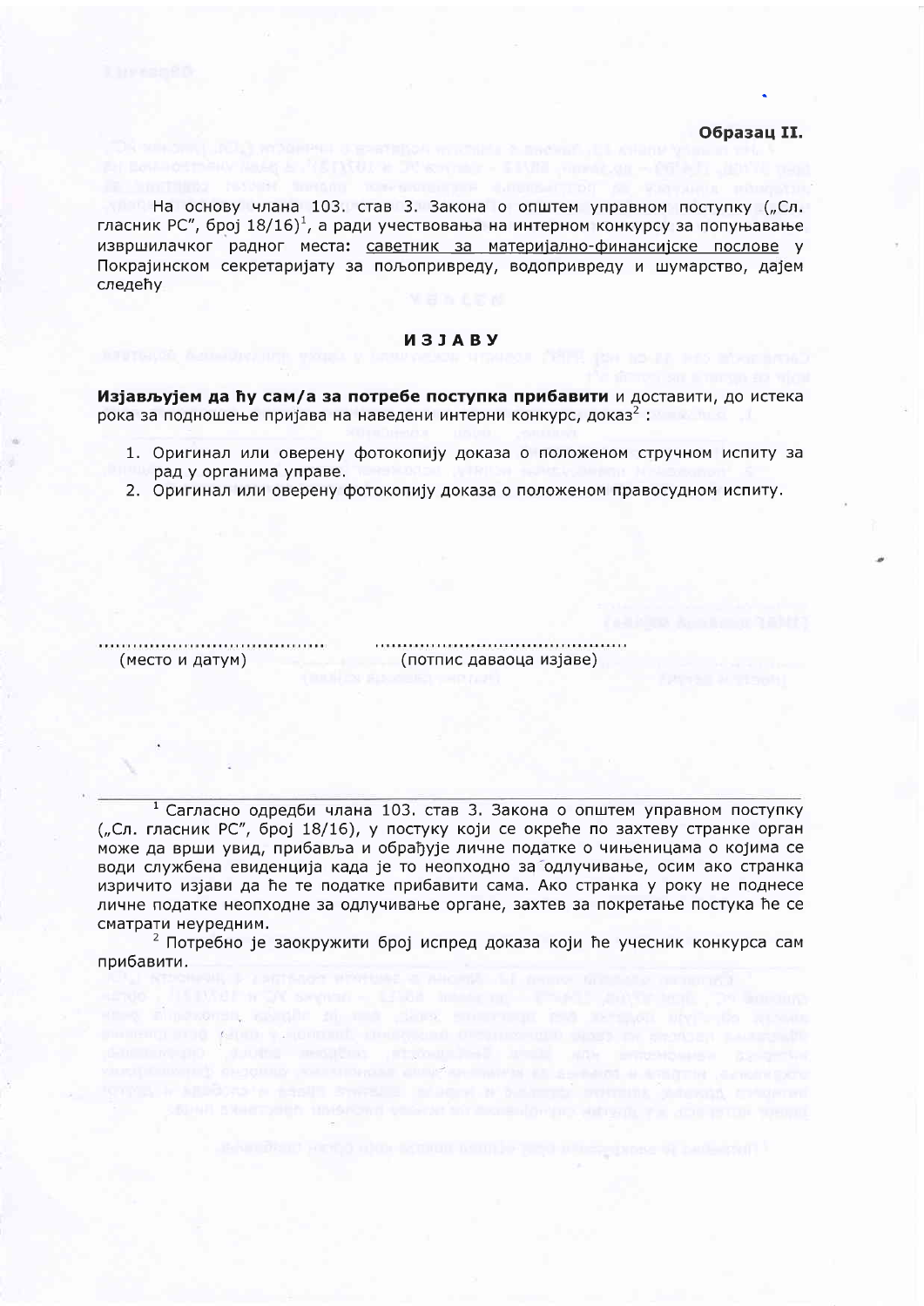**Образац II.**

На основу члана 103. став 3. Закона о општем управном поступку („Сл. гласник РС", број 18/16)[1], а ради учествовања на интерном конкурсу за попуњавање извршилачког радног места: <u>саветник за материјално-финансијске послове</u> у Покрајинском секретаријату за пољопривреду, водопривреду и шумарство, дајем следећу

## ИЗЈАВУ

**Изјављујем да ћу сам/а за потребе поступка прибавити** и доставити, до истека рока за подношење пријава на наведени интерни конкурс, доказ[2] :

1. Оригинал или оверену фотокопију доказа о положеном стручном испиту за рад у органима управе.
2. Оригинал или оверену фотокопију доказа о положеном правосудном испиту.

.......................................... (место и датум)

.............................................. (потпис даваоца изјаве)

---

[1] Сагласно одредби члана 103. став 3. Закона о општем управном поступку („Сл. гласник РС", број 18/16), у постуку који се окреће по захтеву странке орган може да врши увид, прибавља и обрађује личне податке о чињеницама о којима се води службена евиденција када је то неопходно за одлучивање, осим ако странка изричито изјави да ће те податке прибавити сама. Ако странка у року не поднесе личне податке неопходне за одлучивање органе, захтев за покретање постука ће се сматрати неуредним.

[2] Потребно је заокружити број испред доказа који ће учесник конкурса сам прибавити.